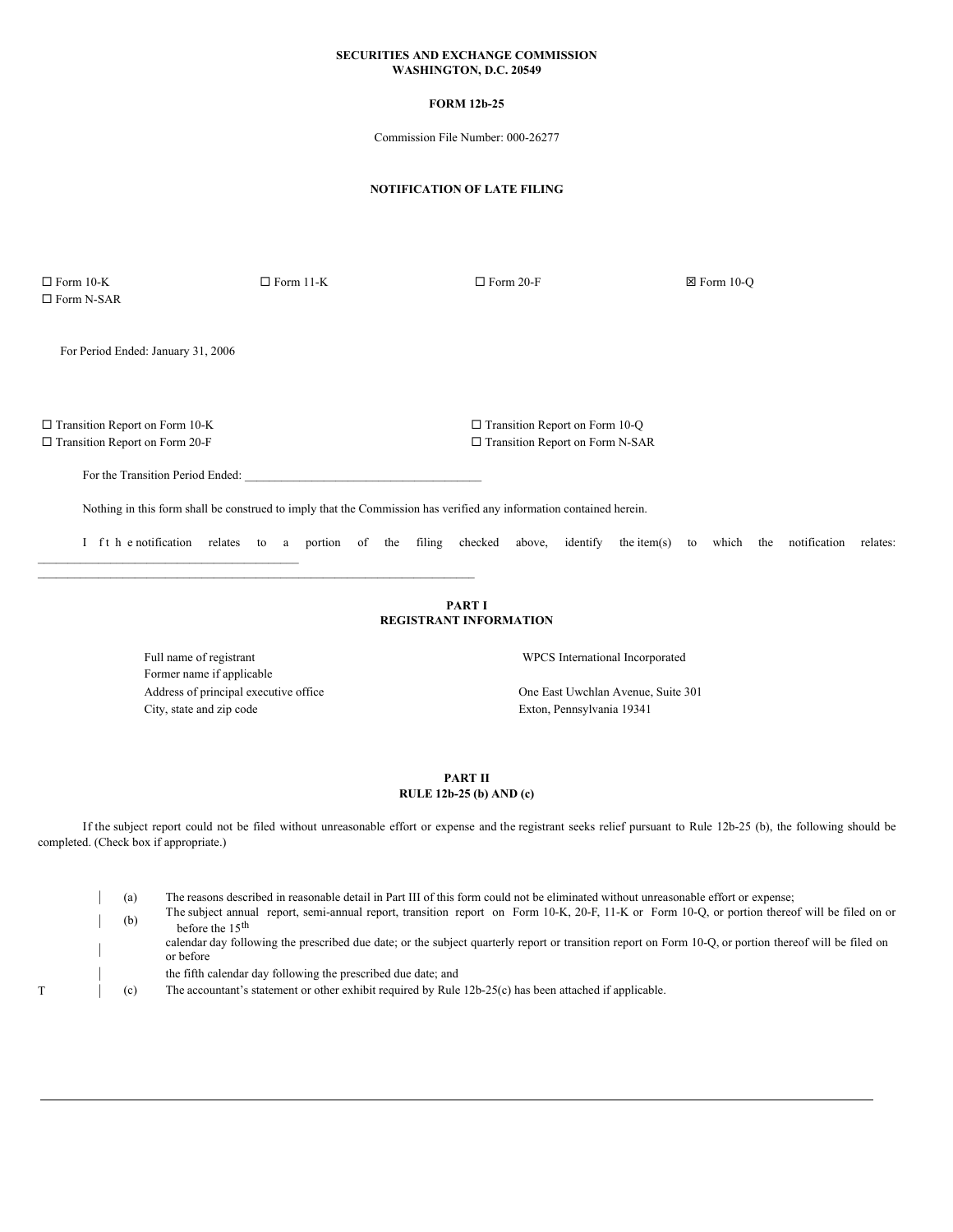**SECURITIES AND EXCHANGE COMMISSION**
**WASHINGTON, D.C. 20549**

**FORM 12b-25**

Commission File Number: 000-26277

**NOTIFICATION OF LATE FILING**

☐ Form 10-K ☐ Form 11-K ☐ Form 20-F ☒ Form 10-Q
☐ Form N-SAR

For Period Ended: January 31, 2006

☐ Transition Report on Form 10-K ☐ Transition Report on Form 10-Q
☐ Transition Report on Form 20-F ☐ Transition Report on Form N-SAR

For the Transition Period Ended: ______________________________________

Nothing in this form shall be construed to imply that the Commission has verified any information contained herein.

If the notification relates to a portion of the filing checked above, identify the item(s) to which the notification relates: ________________________________________
________________________________________________________________________

## PART I
## REGISTRANT INFORMATION

| | |
|---|---|
| Full name of registrant | WPCS International Incorporated |
| Former name if applicable | |
| Address of principal executive office | One East Uwchlan Avenue, Suite 301 |
| City, state and zip code | Exton, Pennsylvania 19341 |

## PART II
## RULE 12b-25 (b) AND (c)

If the subject report could not be filed without unreasonable effort or expense and the registrant seeks relief pursuant to Rule 12b-25 (b), the following should be completed. (Check box if appropriate.)

| | | |
|---|---|---|
| | (a) | The reasons described in reasonable detail in Part III of this form could not be eliminated without unreasonable effort or expense; |
| | (b) | The subject annual report, semi-annual report, transition report on Form 10-K, 20-F, 11-K or Form 10-Q, or portion thereof will be filed on or before the 15th calendar day following the prescribed due date; or the subject quarterly report or transition report on Form 10-Q, or portion thereof will be filed on or before the fifth calendar day following the prescribed due date; and |
| T | (c) | The accountant's statement or other exhibit required by Rule 12b-25(c) has been attached if applicable. |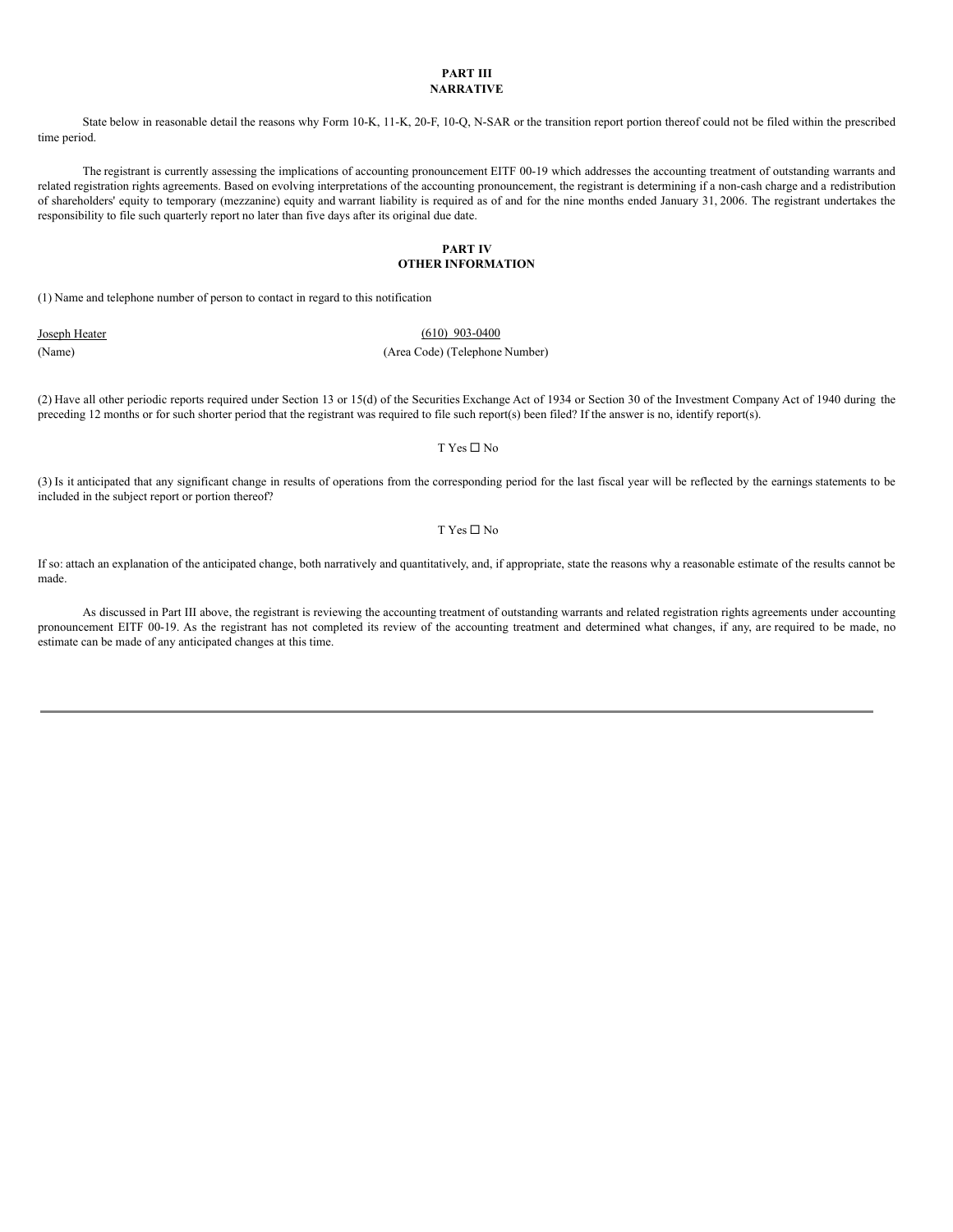## PART III
## NARRATIVE

State below in reasonable detail the reasons why Form 10-K, 11-K, 20-F, 10-Q, N-SAR or the transition report portion thereof could not be filed within the prescribed time period.

The registrant is currently assessing the implications of accounting pronouncement EITF 00-19 which addresses the accounting treatment of outstanding warrants and related registration rights agreements. Based on evolving interpretations of the accounting pronouncement, the registrant is determining if a non-cash charge and a redistribution of shareholders' equity to temporary (mezzanine) equity and warrant liability is required as of and for the nine months ended January 31, 2006. The registrant undertakes the responsibility to file such quarterly report no later than five days after its original due date.

## PART IV
## OTHER INFORMATION

(1) Name and telephone number of person to contact in regard to this notification

| Joseph Heater | (610) 903-0400 |
|---|---|
| (Name) | (Area Code) (Telephone Number) |

(2) Have all other periodic reports required under Section 13 or 15(d) of the Securities Exchange Act of 1934 or Section 30 of the Investment Company Act of 1940 during the preceding 12 months or for such shorter period that the registrant was required to file such report(s) been filed? If the answer is no, identify report(s).

T Yes ☐ No

(3) Is it anticipated that any significant change in results of operations from the corresponding period for the last fiscal year will be reflected by the earnings statements to be included in the subject report or portion thereof?

T Yes ☐ No

If so: attach an explanation of the anticipated change, both narratively and quantitatively, and, if appropriate, state the reasons why a reasonable estimate of the results cannot be made.

As discussed in Part III above, the registrant is reviewing the accounting treatment of outstanding warrants and related registration rights agreements under accounting pronouncement EITF 00-19. As the registrant has not completed its review of the accounting treatment and determined what changes, if any, are required to be made, no estimate can be made of any anticipated changes at this time.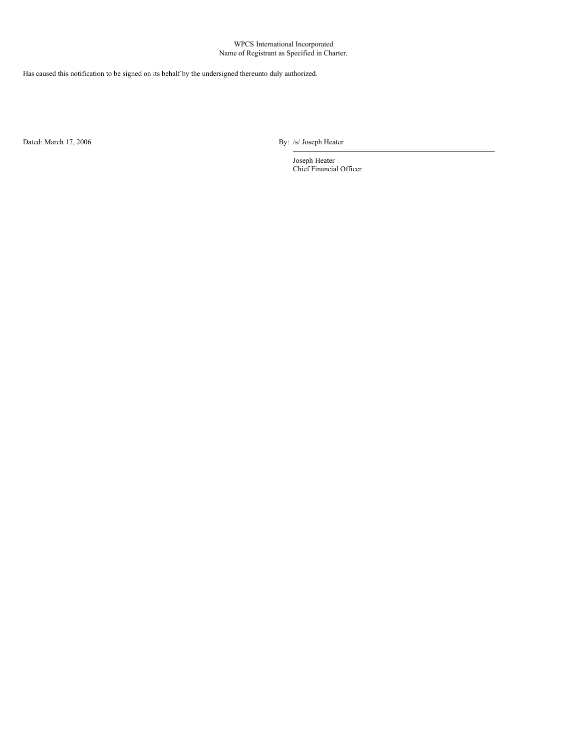WPCS International Incorporated
Name of Registrant as Specified in Charter.

Has caused this notification to be signed on its behalf by the undersigned thereunto duly authorized.

Dated: March 17, 2006

By: /s/ Joseph Heater

Joseph Heater
Chief Financial Officer